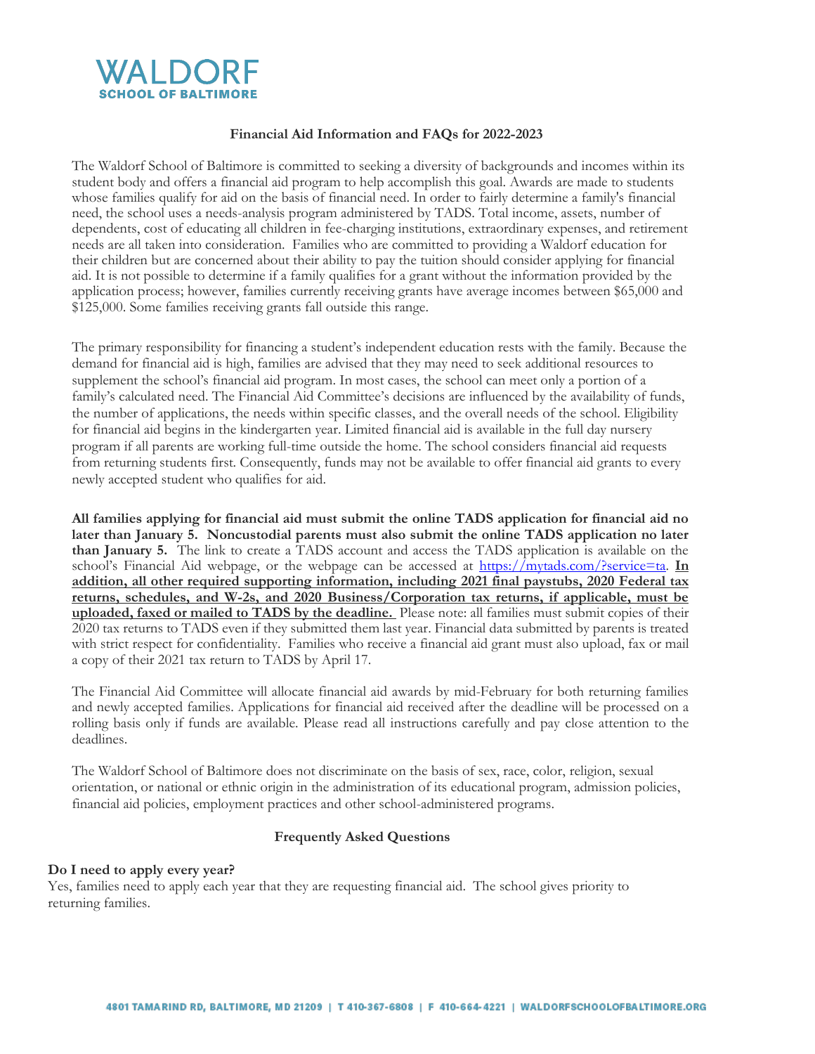# WALDORF
**SCHOOL OF BALTIMORE**

## Financial Aid Information and FAQs for 2022-2023

The Waldorf School of Baltimore is committed to seeking a diversity of backgrounds and incomes within its student body and offers a financial aid program to help accomplish this goal. Awards are made to students whose families qualify for aid on the basis of financial need. In order to fairly determine a family's financial need, the school uses a needs-analysis program administered by TADS. Total income, assets, number of dependents, cost of educating all children in fee-charging institutions, extraordinary expenses, and retirement needs are all taken into consideration. Families who are committed to providing a Waldorf education for their children but are concerned about their ability to pay the tuition should consider applying for financial aid. It is not possible to determine if a family qualifies for a grant without the information provided by the application process; however, families currently receiving grants have average incomes between $65,000 and $125,000. Some families receiving grants fall outside this range.

The primary responsibility for financing a student's independent education rests with the family. Because the demand for financial aid is high, families are advised that they may need to seek additional resources to supplement the school's financial aid program. In most cases, the school can meet only a portion of a family's calculated need. The Financial Aid Committee's decisions are influenced by the availability of funds, the number of applications, the needs within specific classes, and the overall needs of the school. Eligibility for financial aid begins in the kindergarten year. Limited financial aid is available in the full day nursery program if all parents are working full-time outside the home. The school considers financial aid requests from returning students first. Consequently, funds may not be available to offer financial aid grants to every newly accepted student who qualifies for aid.

**All families applying for financial aid must submit the online TADS application for financial aid no later than January 5. Noncustodial parents must also submit the online TADS application no later than January 5.** The link to create a TADS account and access the TADS application is available on the school's Financial Aid webpage, or the webpage can be accessed at https://mytads.com/?service=ta. **In addition, all other required supporting information, including 2021 final paystubs, 2020 Federal tax returns, schedules, and W-2s, and 2020 Business/Corporation tax returns, if applicable, must be uploaded, faxed or mailed to TADS by the deadline.** Please note: all families must submit copies of their 2020 tax returns to TADS even if they submitted them last year. Financial data submitted by parents is treated with strict respect for confidentiality. Families who receive a financial aid grant must also upload, fax or mail a copy of their 2021 tax return to TADS by April 17.

The Financial Aid Committee will allocate financial aid awards by mid-February for both returning families and newly accepted families. Applications for financial aid received after the deadline will be processed on a rolling basis only if funds are available. Please read all instructions carefully and pay close attention to the deadlines.

The Waldorf School of Baltimore does not discriminate on the basis of sex, race, color, religion, sexual orientation, or national or ethnic origin in the administration of its educational program, admission policies, financial aid policies, employment practices and other school-administered programs.

## Frequently Asked Questions

**Do I need to apply every year?**
Yes, families need to apply each year that they are requesting financial aid. The school gives priority to returning families.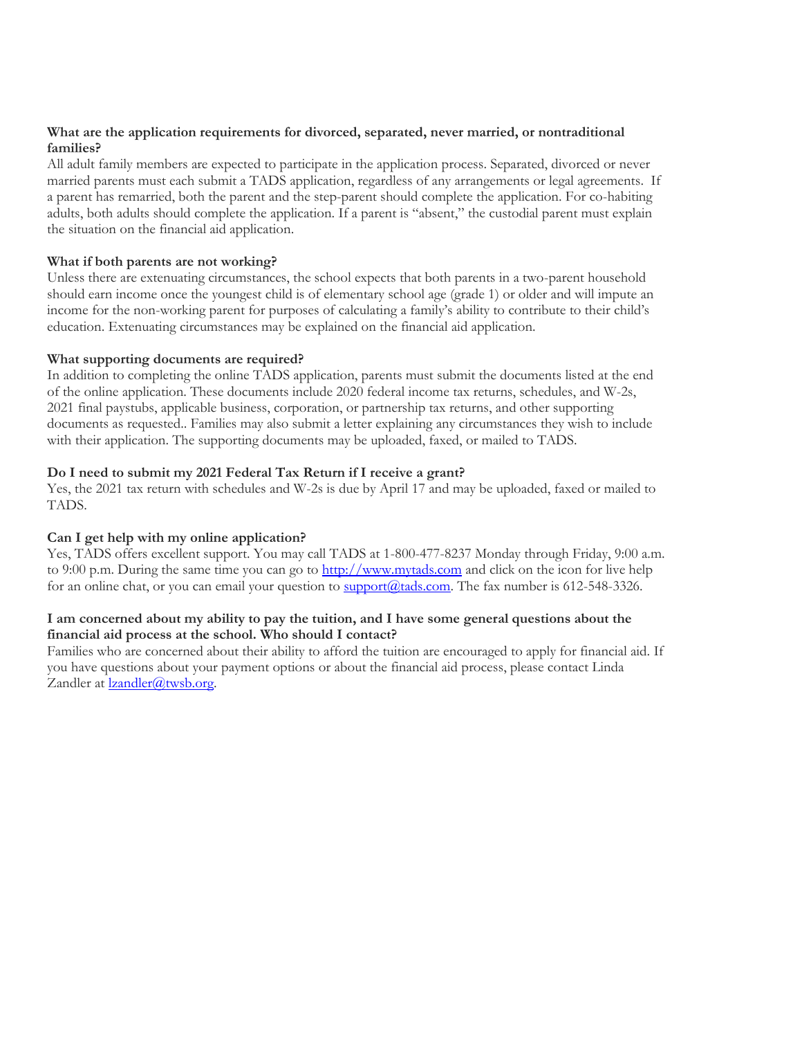**What are the application requirements for divorced, separated, never married, or nontraditional families?**

All adult family members are expected to participate in the application process. Separated, divorced or never married parents must each submit a TADS application, regardless of any arrangements or legal agreements. If a parent has remarried, both the parent and the step-parent should complete the application. For co-habiting adults, both adults should complete the application. If a parent is "absent," the custodial parent must explain the situation on the financial aid application.

**What if both parents are not working?**

Unless there are extenuating circumstances, the school expects that both parents in a two-parent household should earn income once the youngest child is of elementary school age (grade 1) or older and will impute an income for the non-working parent for purposes of calculating a family's ability to contribute to their child's education. Extenuating circumstances may be explained on the financial aid application.

**What supporting documents are required?**

In addition to completing the online TADS application, parents must submit the documents listed at the end of the online application. These documents include 2020 federal income tax returns, schedules, and W-2s, 2021 final paystubs, applicable business, corporation, or partnership tax returns, and other supporting documents as requested.. Families may also submit a letter explaining any circumstances they wish to include with their application. The supporting documents may be uploaded, faxed, or mailed to TADS.

**Do I need to submit my 2021 Federal Tax Return if I receive a grant?**

Yes, the 2021 tax return with schedules and W-2s is due by April 17 and may be uploaded, faxed or mailed to TADS.

**Can I get help with my online application?**

Yes, TADS offers excellent support. You may call TADS at 1-800-477-8237 Monday through Friday, 9:00 a.m. to 9:00 p.m. During the same time you can go to http://www.mytads.com and click on the icon for live help for an online chat, or you can email your question to support@tads.com. The fax number is 612-548-3326.

**I am concerned about my ability to pay the tuition, and I have some general questions about the financial aid process at the school. Who should I contact?**

Families who are concerned about their ability to afford the tuition are encouraged to apply for financial aid. If you have questions about your payment options or about the financial aid process, please contact Linda Zandler at lzandler@twsb.org.